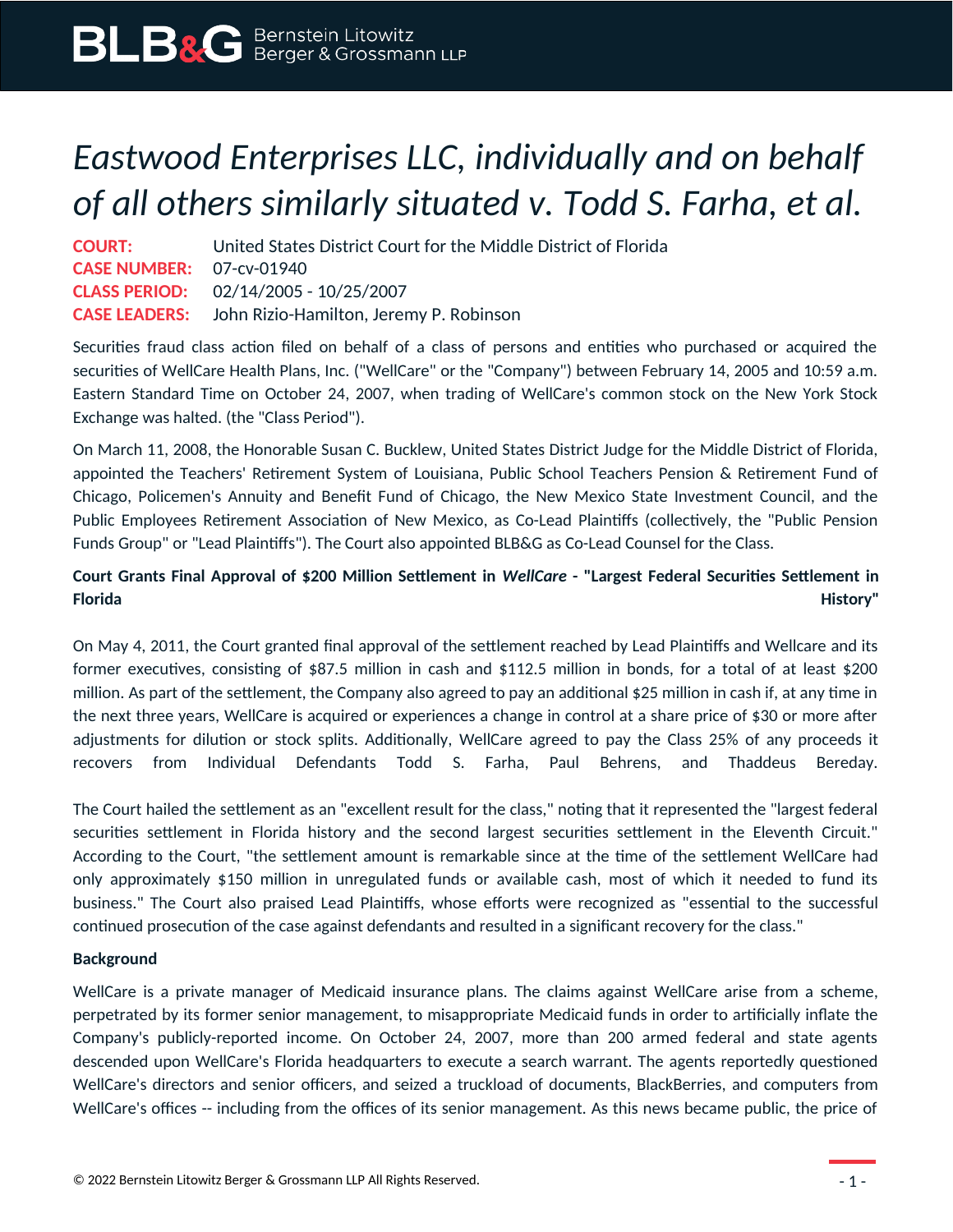# *Eastwood Enterprises LLC, individually and on behalf of all others similarly situated v. Todd S. Farha, et al.*

**COURT:** United States District Court for the Middle District of Florida
**CASE NUMBER:** 07-cv-01940
**CLASS PERIOD:** 02/14/2005 - 10/25/2007
**CASE LEADERS:** John Rizio-Hamilton, Jeremy P. Robinson

Securities fraud class action filed on behalf of a class of persons and entities who purchased or acquired the securities of WellCare Health Plans, Inc. ("WellCare" or the "Company") between February 14, 2005 and 10:59 a.m. Eastern Standard Time on October 24, 2007, when trading of WellCare's common stock on the New York Stock Exchange was halted. (the "Class Period").

On March 11, 2008, the Honorable Susan C. Bucklew, United States District Judge for the Middle District of Florida, appointed the Teachers' Retirement System of Louisiana, Public School Teachers Pension & Retirement Fund of Chicago, Policemen's Annuity and Benefit Fund of Chicago, the New Mexico State Investment Council, and the Public Employees Retirement Association of New Mexico, as Co-Lead Plaintiffs (collectively, the "Public Pension Funds Group" or "Lead Plaintiffs"). The Court also appointed BLB&G as Co-Lead Counsel for the Class.

**Court Grants Final Approval of $200 Million Settlement in *WellCare* - "Largest Federal Securities Settlement in Florida History"**

On May 4, 2011, the Court granted final approval of the settlement reached by Lead Plaintiffs and Wellcare and its former executives, consisting of $87.5 million in cash and $112.5 million in bonds, for a total of at least $200 million. As part of the settlement, the Company also agreed to pay an additional $25 million in cash if, at any time in the next three years, WellCare is acquired or experiences a change in control at a share price of $30 or more after adjustments for dilution or stock splits. Additionally, WellCare agreed to pay the Class 25% of any proceeds it recovers from Individual Defendants Todd S. Farha, Paul Behrens, and Thaddeus Bereday.

The Court hailed the settlement as an "excellent result for the class," noting that it represented the "largest federal securities settlement in Florida history and the second largest securities settlement in the Eleventh Circuit." According to the Court, "the settlement amount is remarkable since at the time of the settlement WellCare had only approximately $150 million in unregulated funds or available cash, most of which it needed to fund its business." The Court also praised Lead Plaintiffs, whose efforts were recognized as "essential to the successful continued prosecution of the case against defendants and resulted in a significant recovery for the class."

**Background**

WellCare is a private manager of Medicaid insurance plans. The claims against WellCare arise from a scheme, perpetrated by its former senior management, to misappropriate Medicaid funds in order to artificially inflate the Company's publicly-reported income. On October 24, 2007, more than 200 armed federal and state agents descended upon WellCare's Florida headquarters to execute a search warrant. The agents reportedly questioned WellCare's directors and senior officers, and seized a truckload of documents, BlackBerries, and computers from WellCare's offices -- including from the offices of its senior management. As this news became public, the price of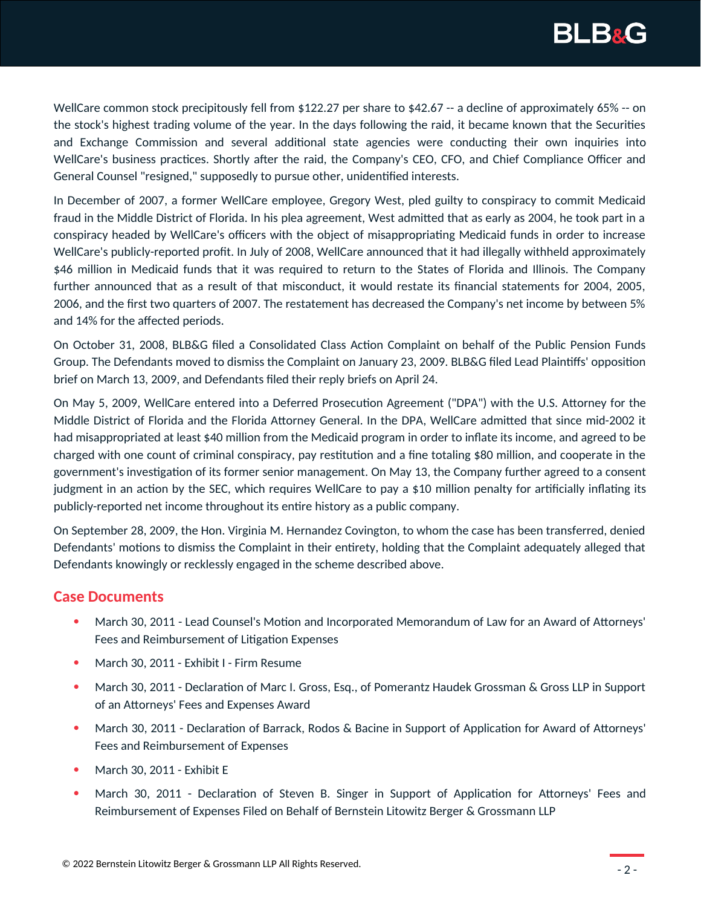WellCare common stock precipitously fell from $122.27 per share to $42.67 -- a decline of approximately 65% -- on the stock's highest trading volume of the year. In the days following the raid, it became known that the Securities and Exchange Commission and several additional state agencies were conducting their own inquiries into WellCare's business practices. Shortly after the raid, the Company's CEO, CFO, and Chief Compliance Officer and General Counsel "resigned," supposedly to pursue other, unidentified interests.

In December of 2007, a former WellCare employee, Gregory West, pled guilty to conspiracy to commit Medicaid fraud in the Middle District of Florida. In his plea agreement, West admitted that as early as 2004, he took part in a conspiracy headed by WellCare's officers with the object of misappropriating Medicaid funds in order to increase WellCare's publicly-reported profit. In July of 2008, WellCare announced that it had illegally withheld approximately $46 million in Medicaid funds that it was required to return to the States of Florida and Illinois. The Company further announced that as a result of that misconduct, it would restate its financial statements for 2004, 2005, 2006, and the first two quarters of 2007. The restatement has decreased the Company's net income by between 5% and 14% for the affected periods.

On October 31, 2008, BLB&G filed a Consolidated Class Action Complaint on behalf of the Public Pension Funds Group. The Defendants moved to dismiss the Complaint on January 23, 2009. BLB&G filed Lead Plaintiffs' opposition brief on March 13, 2009, and Defendants filed their reply briefs on April 24.

On May 5, 2009, WellCare entered into a Deferred Prosecution Agreement ("DPA") with the U.S. Attorney for the Middle District of Florida and the Florida Attorney General. In the DPA, WellCare admitted that since mid-2002 it had misappropriated at least $40 million from the Medicaid program in order to inflate its income, and agreed to be charged with one count of criminal conspiracy, pay restitution and a fine totaling $80 million, and cooperate in the government's investigation of its former senior management. On May 13, the Company further agreed to a consent judgment in an action by the SEC, which requires WellCare to pay a $10 million penalty for artificially inflating its publicly-reported net income throughout its entire history as a public company.

On September 28, 2009, the Hon. Virginia M. Hernandez Covington, to whom the case has been transferred, denied Defendants' motions to dismiss the Complaint in their entirety, holding that the Complaint adequately alleged that Defendants knowingly or recklessly engaged in the scheme described above.

## Case Documents

- March 30, 2011 - Lead Counsel's Motion and Incorporated Memorandum of Law for an Award of Attorneys' Fees and Reimbursement of Litigation Expenses
- March 30, 2011 - Exhibit I - Firm Resume
- March 30, 2011 - Declaration of Marc I. Gross, Esq., of Pomerantz Haudek Grossman & Gross LLP in Support of an Attorneys' Fees and Expenses Award
- March 30, 2011 - Declaration of Barrack, Rodos & Bacine in Support of Application for Award of Attorneys' Fees and Reimbursement of Expenses
- March 30, 2011 - Exhibit E
- March 30, 2011 - Declaration of Steven B. Singer in Support of Application for Attorneys' Fees and Reimbursement of Expenses Filed on Behalf of Bernstein Litowitz Berger & Grossmann LLP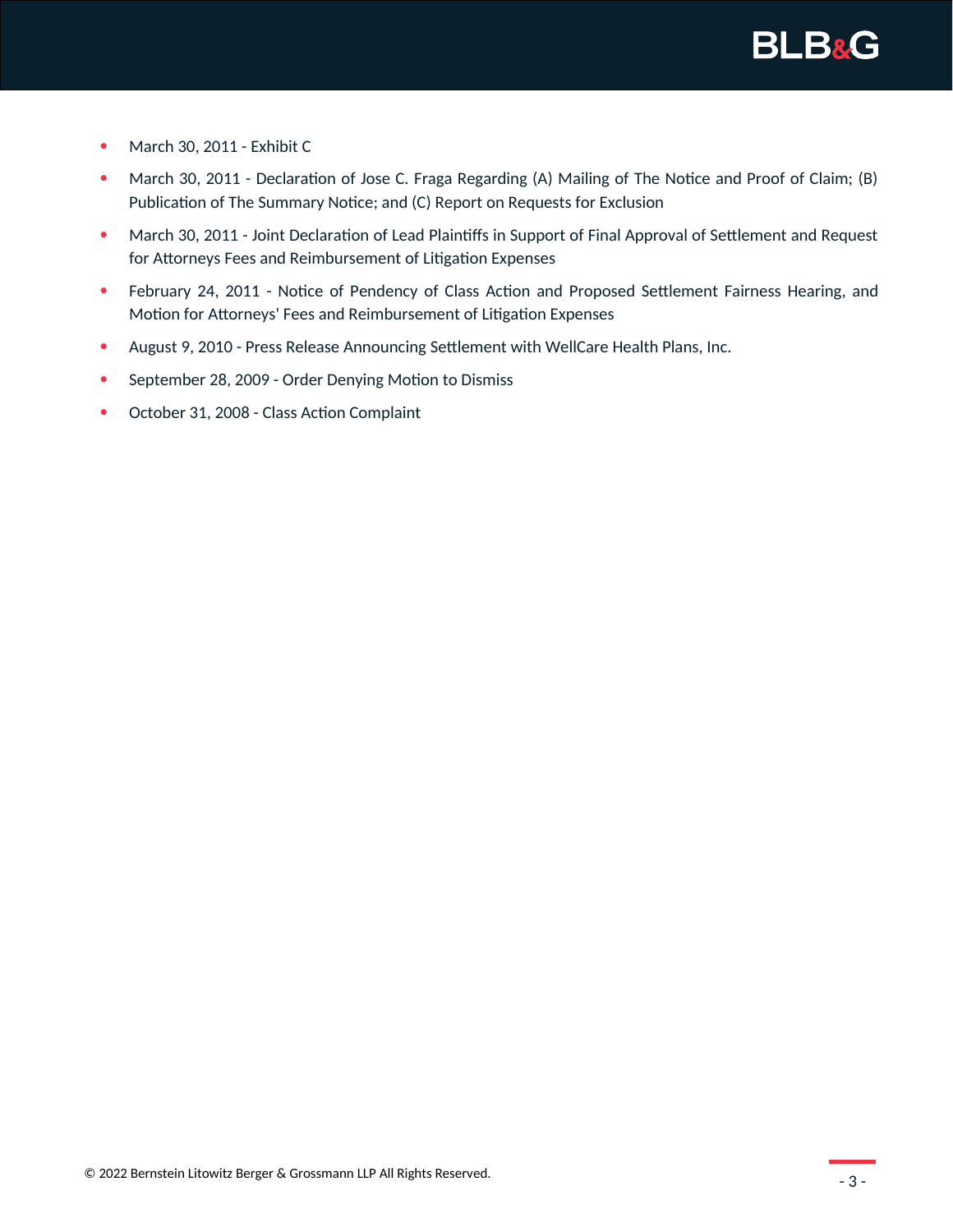- March 30, 2011 - Exhibit C
- March 30, 2011 - Declaration of Jose C. Fraga Regarding (A) Mailing of The Notice and Proof of Claim; (B) Publication of The Summary Notice; and (C) Report on Requests for Exclusion
- March 30, 2011 - Joint Declaration of Lead Plaintiffs in Support of Final Approval of Settlement and Request for Attorneys Fees and Reimbursement of Litigation Expenses
- February 24, 2011 - Notice of Pendency of Class Action and Proposed Settlement Fairness Hearing, and Motion for Attorneys' Fees and Reimbursement of Litigation Expenses
- August 9, 2010 - Press Release Announcing Settlement with WellCare Health Plans, Inc.
- September 28, 2009 - Order Denying Motion to Dismiss
- October 31, 2008 - Class Action Complaint